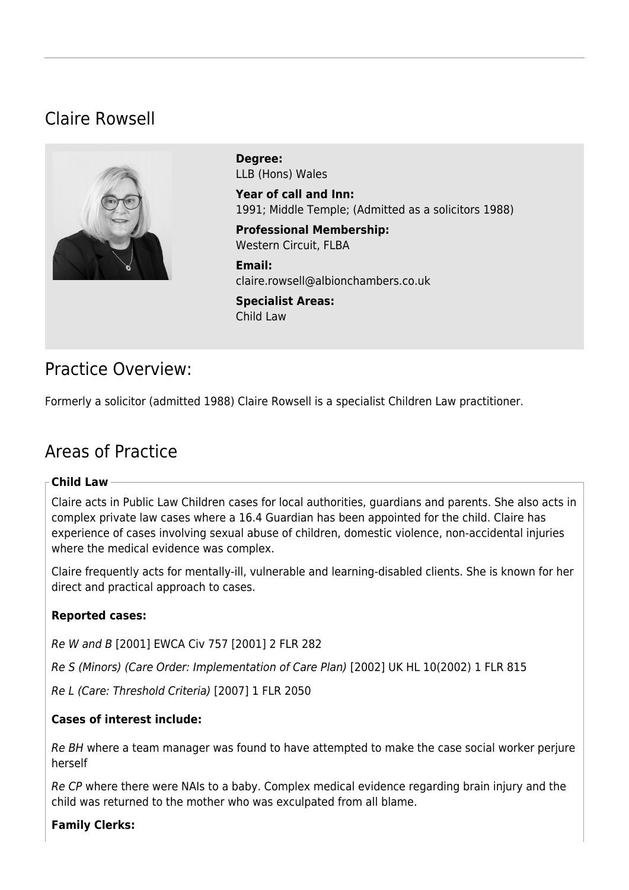# Claire Rowsell

**Degree:**
LLB (Hons) Wales

**Year of call and Inn:**
1991; Middle Temple; (Admitted as a solicitors 1988)

**Professional Membership:**
Western Circuit, FLBA

**Email:**
claire.rowsell@albionchambers.co.uk

**Specialist Areas:**
Child Law

## Practice Overview:

Formerly a solicitor (admitted 1988) Claire Rowsell is a specialist Children Law practitioner.

## Areas of Practice

### Child Law

Claire acts in Public Law Children cases for local authorities, guardians and parents. She also acts in complex private law cases where a 16.4 Guardian has been appointed for the child. Claire has experience of cases involving sexual abuse of children, domestic violence, non-accidental injuries where the medical evidence was complex.

Claire frequently acts for mentally-ill, vulnerable and learning-disabled clients. She is known for her direct and practical approach to cases.

**Reported cases:**

*Re W and B* [2001] EWCA Civ 757 [2001] 2 FLR 282

*Re S (Minors) (Care Order: Implementation of Care Plan)* [2002] UK HL 10(2002) 1 FLR 815

*Re L (Care: Threshold Criteria)* [2007] 1 FLR 2050

**Cases of interest include:**

*Re BH* where a team manager was found to have attempted to make the case social worker perjure herself

*Re CP* where there were NAIs to a baby. Complex medical evidence regarding brain injury and the child was returned to the mother who was exculpated from all blame.

**Family Clerks:**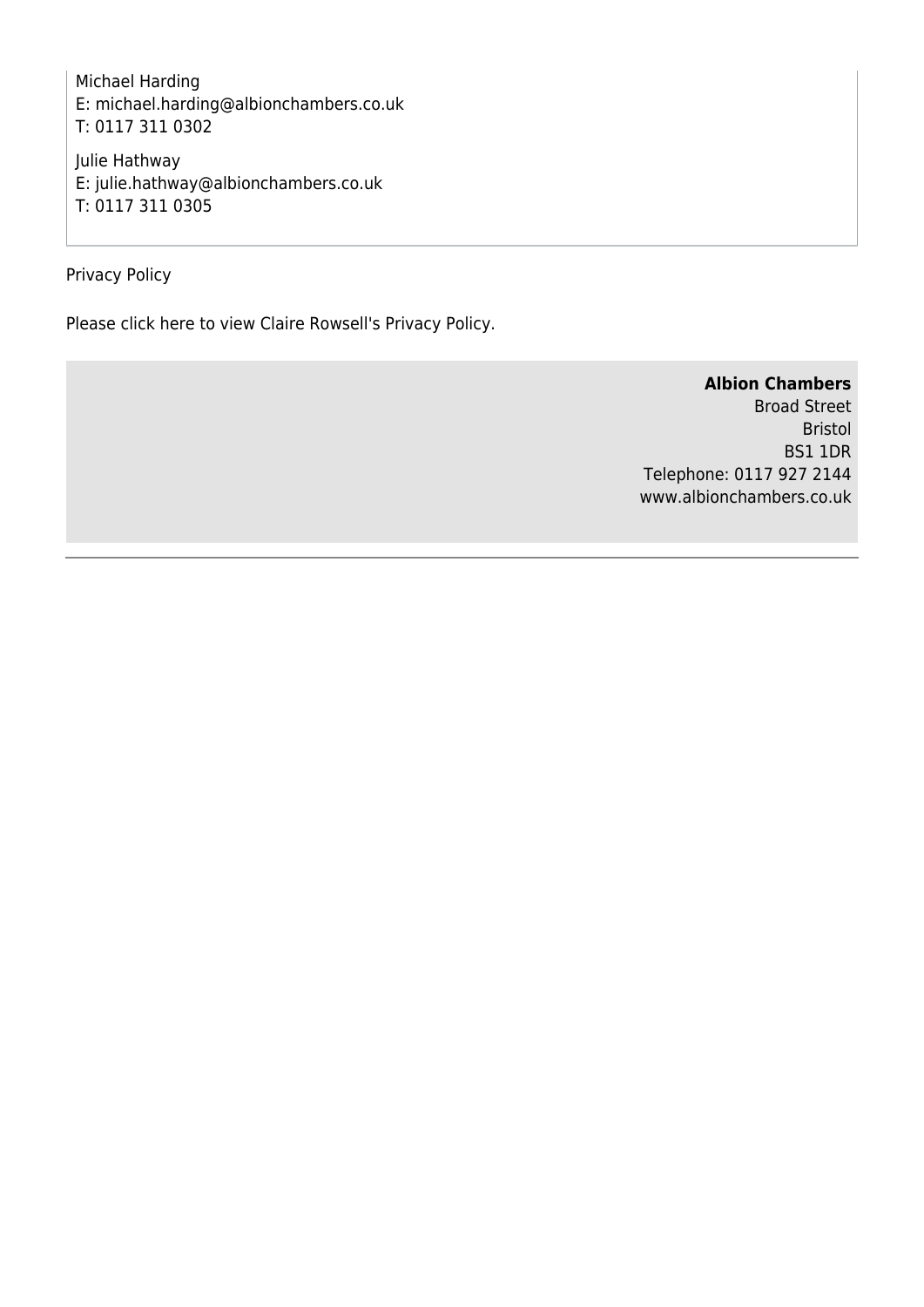Michael Harding
E: michael.harding@albionchambers.co.uk
T: 0117 311 0302

Julie Hathway
E: julie.hathway@albionchambers.co.uk
T: 0117 311 0305

Privacy Policy

Please click here to view Claire Rowsell's Privacy Policy.

**Albion Chambers**
Broad Street
Bristol
BS1 1DR
Telephone: 0117 927 2144
www.albionchambers.co.uk